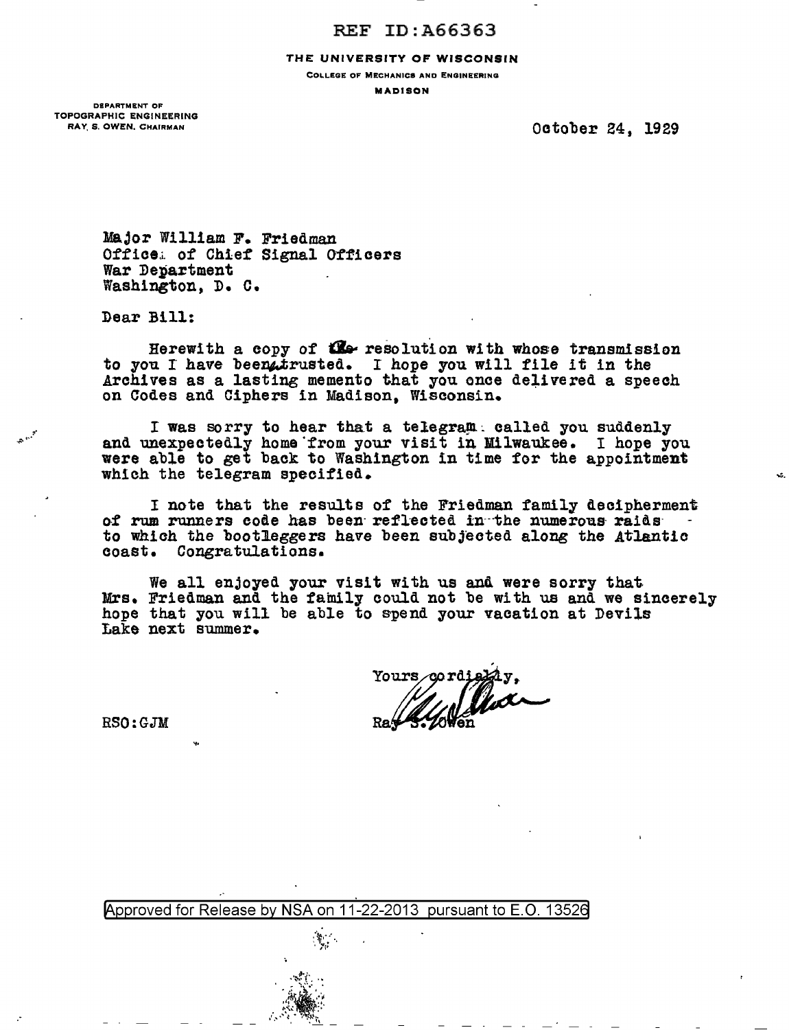REF ID:A66363

THE UNIVERSITY OF WISCONSIN

COLLEGE OF MECHANICS AND ENGINEERING

MADISON

DEPARTMENT OF
TOPOGRAPHIC ENGINEERING
RAY S. OWEN, CHAIRMAN

October 24, 1929

Major William F. Friedman
Office of Chief Signal Officers
War Department
Washington, D. C.

Dear Bill:

Herewith a copy of the resolution with whose transmission to you I have been entrusted. I hope you will file it in the Archives as a lasting memento that you once delivered a speech on Codes and Ciphers in Madison, Wisconsin.

I was sorry to hear that a telegram called you suddenly and unexpectedly home from your visit in Milwaukee. I hope you were able to get back to Washington in time for the appointment which the telegram specified.

I note that the results of the Friedman family decipherment of rum runners code has been reflected in the numerous raids to which the bootleggers have been subjected along the Atlantic coast. Congratulations.

We all enjoyed your visit with us and were sorry that Mrs. Friedman and the family could not be with us and we sincerely hope that you will be able to spend your vacation at Devils Lake next summer.

Yours cordially,

Ray S. Owen

RSO:GJM

Approved for Release by NSA on 11-22-2013 pursuant to E.O. 13526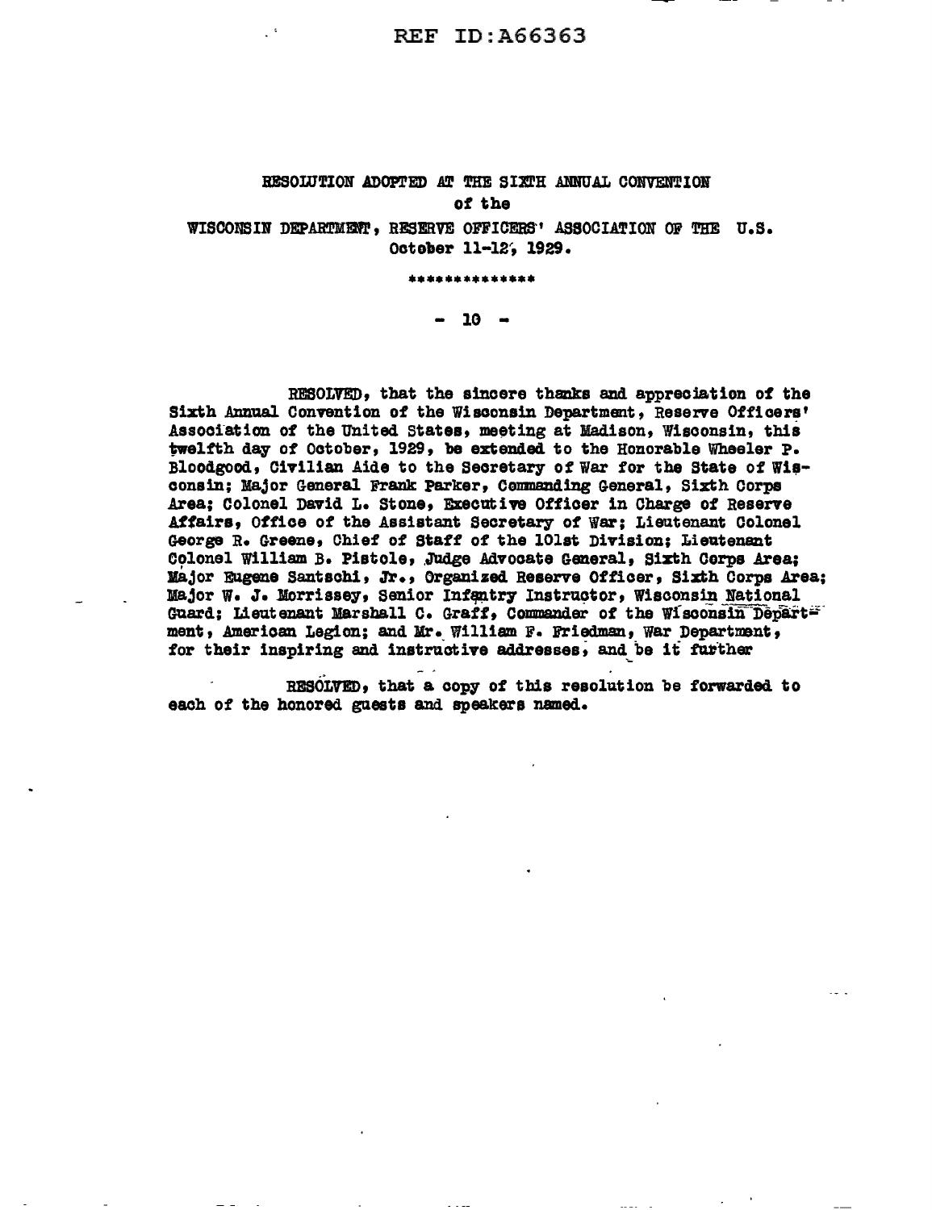REF ID:A66363

RESOLUTION ADOPTED AT THE SIXTH ANNUAL CONVENTION
of the
WISCONSIN DEPARTMENT, RESERVE OFFICERS' ASSOCIATION OF THE U.S.
October 11-12, 1929.

\*\*\*\*\*\*\*\*\*\*\*\*\*\*

\- 10 -

RESOLVED, that the sincere thanks and appreciation of the Sixth Annual Convention of the Wisconsin Department, Reserve Officers' Association of the United States, meeting at Madison, Wisconsin, this twelfth day of October, 1929, be extended to the Honorable Wheeler P. Bloodgood, Civilian Aide to the Secretary of War for the State of Wisconsin; Major General Frank Parker, Commanding General, Sixth Corps Area; Colonel David L. Stone, Executive Officer in Charge of Reserve Affairs, Office of the Assistant Secretary of War; Lieutenant Colonel George R. Greene, Chief of Staff of the 101st Division; Lieutenant Colonel William B. Pistole, Judge Advocate General, Sixth Corps Area; Major Eugene Santschi, Jr., Organized Reserve Officer, Sixth Corps Area; Major W. J. Morrissey, Senior Infantry Instructor, Wisconsin National Guard; Lieutenant Marshall C. Graff, Commander of the Wisconsin Department, American Legion; and Mr. William F. Friedman, War Department, for their inspiring and instructive addresses, and be it further

RESOLVED, that a copy of this resolution be forwarded to each of the honored guests and speakers named.